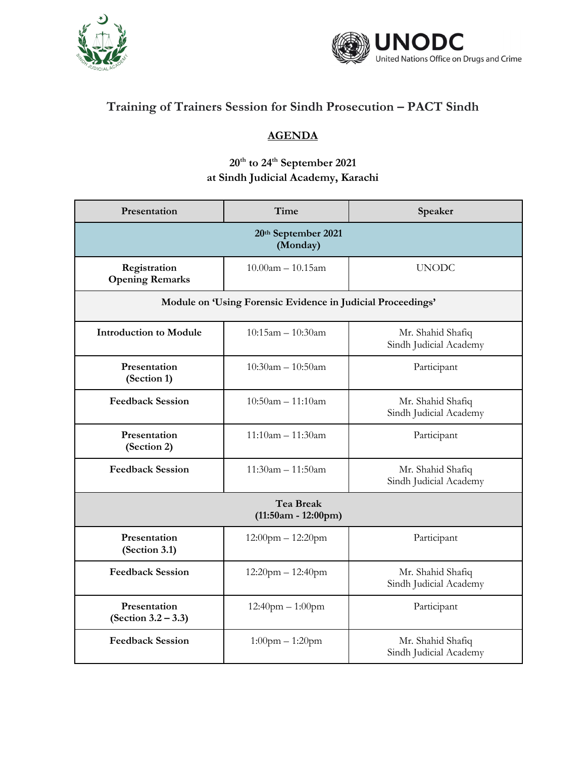# Training of Trainers Session for Sindh Prosecution – PACT Sindh

## AGENDA

**20th to 24th September 2021**
**at Sindh Judicial Academy, Karachi**

| Presentation | Time | Speaker |
| --- | --- | --- |
| **20th September 2021 (Monday)** | | |
| **Registration Opening Remarks** | 10.00am – 10.15am | UNODC |
| **Module on 'Using Forensic Evidence in Judicial Proceedings'** | | |
| **Introduction to Module** | 10:15am – 10:30am | Mr. Shahid Shafiq Sindh Judicial Academy |
| **Presentation (Section 1)** | 10:30am – 10:50am | Participant |
| **Feedback Session** | 10:50am – 11:10am | Mr. Shahid Shafiq Sindh Judicial Academy |
| **Presentation (Section 2)** | 11:10am – 11:30am | Participant |
| **Feedback Session** | 11:30am – 11:50am | Mr. Shahid Shafiq Sindh Judicial Academy |
| **Tea Break (11:50am - 12:00pm)** | | |
| **Presentation (Section 3.1)** | 12:00pm – 12:20pm | Participant |
| **Feedback Session** | 12:20pm – 12:40pm | Mr. Shahid Shafiq Sindh Judicial Academy |
| **Presentation (Section 3.2 – 3.3)** | 12:40pm – 1:00pm | Participant |
| **Feedback Session** | 1:00pm – 1:20pm | Mr. Shahid Shafiq Sindh Judicial Academy |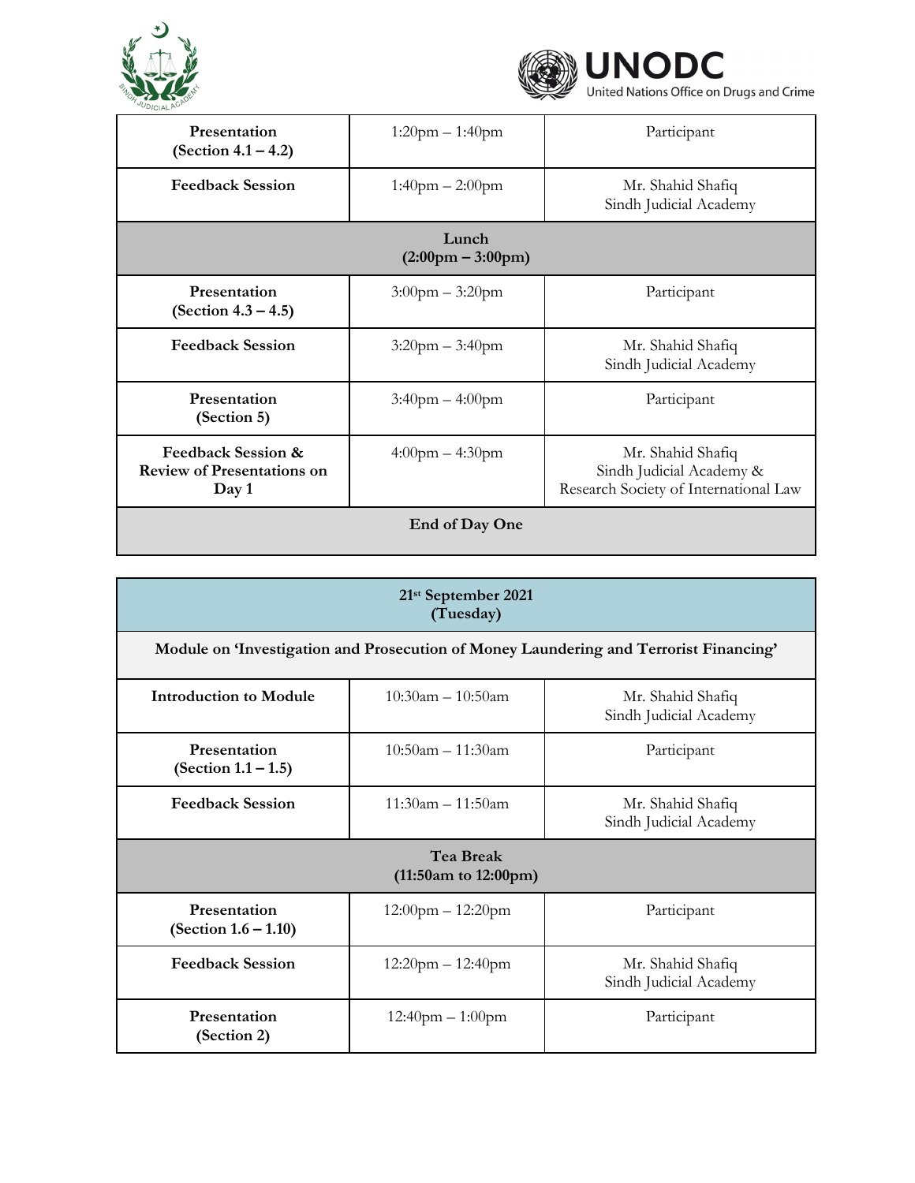| | | |
|---|---|---|
| **Presentation (Section 4.1 – 4.2)** | 1:20pm – 1:40pm | Participant |
| **Feedback Session** | 1:40pm – 2:00pm | Mr. Shahid Shafiq<br>Sindh Judicial Academy |
| **Lunch (2:00pm – 3:00pm)** | | |
| **Presentation (Section 4.3 – 4.5)** | 3:00pm – 3:20pm | Participant |
| **Feedback Session** | 3:20pm – 3:40pm | Mr. Shahid Shafiq<br>Sindh Judicial Academy |
| **Presentation (Section 5)** | 3:40pm – 4:00pm | Participant |
| **Feedback Session & Review of Presentations on Day 1** | 4:00pm – 4:30pm | Mr. Shahid Shafiq<br>Sindh Judicial Academy &<br>Research Society of International Law |
| **End of Day One** | | |

| **21st September 2021 (Tuesday)** | | |
|---|---|---|
| **Module on 'Investigation and Prosecution of Money Laundering and Terrorist Financing'** | | |
| **Introduction to Module** | 10:30am – 10:50am | Mr. Shahid Shafiq<br>Sindh Judicial Academy |
| **Presentation (Section 1.1 – 1.5)** | 10:50am – 11:30am | Participant |
| **Feedback Session** | 11:30am – 11:50am | Mr. Shahid Shafiq<br>Sindh Judicial Academy |
| **Tea Break (11:50am to 12:00pm)** | | |
| **Presentation (Section 1.6 – 1.10)** | 12:00pm – 12:20pm | Participant |
| **Feedback Session** | 12:20pm – 12:40pm | Mr. Shahid Shafiq<br>Sindh Judicial Academy |
| **Presentation (Section 2)** | 12:40pm – 1:00pm | Participant |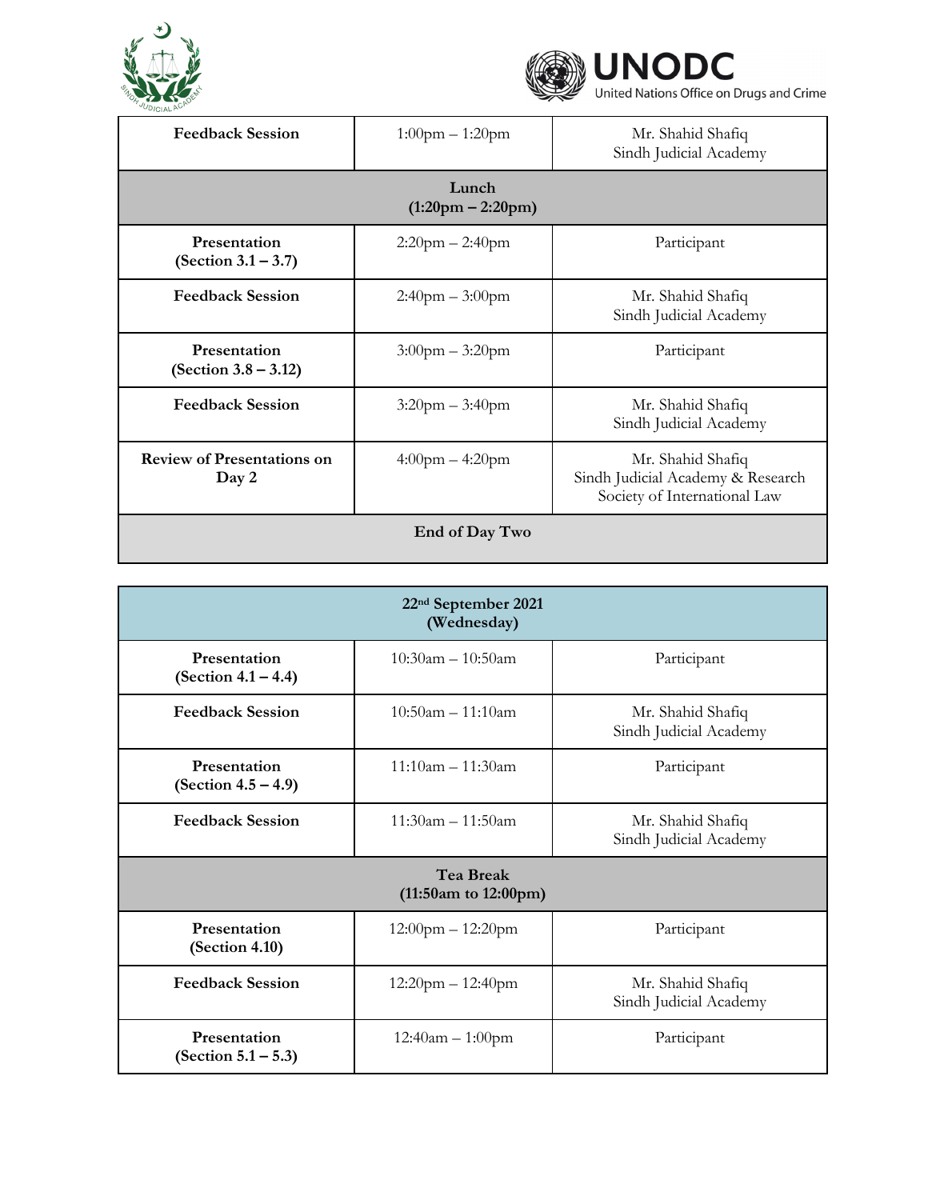| Feedback Session | 1:00pm – 1:20pm | Mr. Shahid Shafiq<br>Sindh Judicial Academy |
| --- | --- | --- |
| **Lunch<br>(1:20pm – 2:20pm)** | | |
| **Presentation<br>(Section 3.1 – 3.7)** | 2:20pm – 2:40pm | Participant |
| **Feedback Session** | 2:40pm – 3:00pm | Mr. Shahid Shafiq<br>Sindh Judicial Academy |
| **Presentation<br>(Section 3.8 – 3.12)** | 3:00pm – 3:20pm | Participant |
| **Feedback Session** | 3:20pm – 3:40pm | Mr. Shahid Shafiq<br>Sindh Judicial Academy |
| **Review of Presentations on Day 2** | 4:00pm – 4:20pm | Mr. Shahid Shafiq<br>Sindh Judicial Academy & Research Society of International Law |
| **End of Day Two** | | |

| 22nd September 2021<br>(Wednesday) | | |
| --- | --- | --- |
| **Presentation<br>(Section 4.1 – 4.4)** | 10:30am – 10:50am | Participant |
| **Feedback Session** | 10:50am – 11:10am | Mr. Shahid Shafiq<br>Sindh Judicial Academy |
| **Presentation<br>(Section 4.5 – 4.9)** | 11:10am – 11:30am | Participant |
| **Feedback Session** | 11:30am – 11:50am | Mr. Shahid Shafiq<br>Sindh Judicial Academy |
| **Tea Break<br>(11:50am to 12:00pm)** | | |
| **Presentation<br>(Section 4.10)** | 12:00pm – 12:20pm | Participant |
| **Feedback Session** | 12:20pm – 12:40pm | Mr. Shahid Shafiq<br>Sindh Judicial Academy |
| **Presentation<br>(Section 5.1 – 5.3)** | 12:40am – 1:00pm | Participant |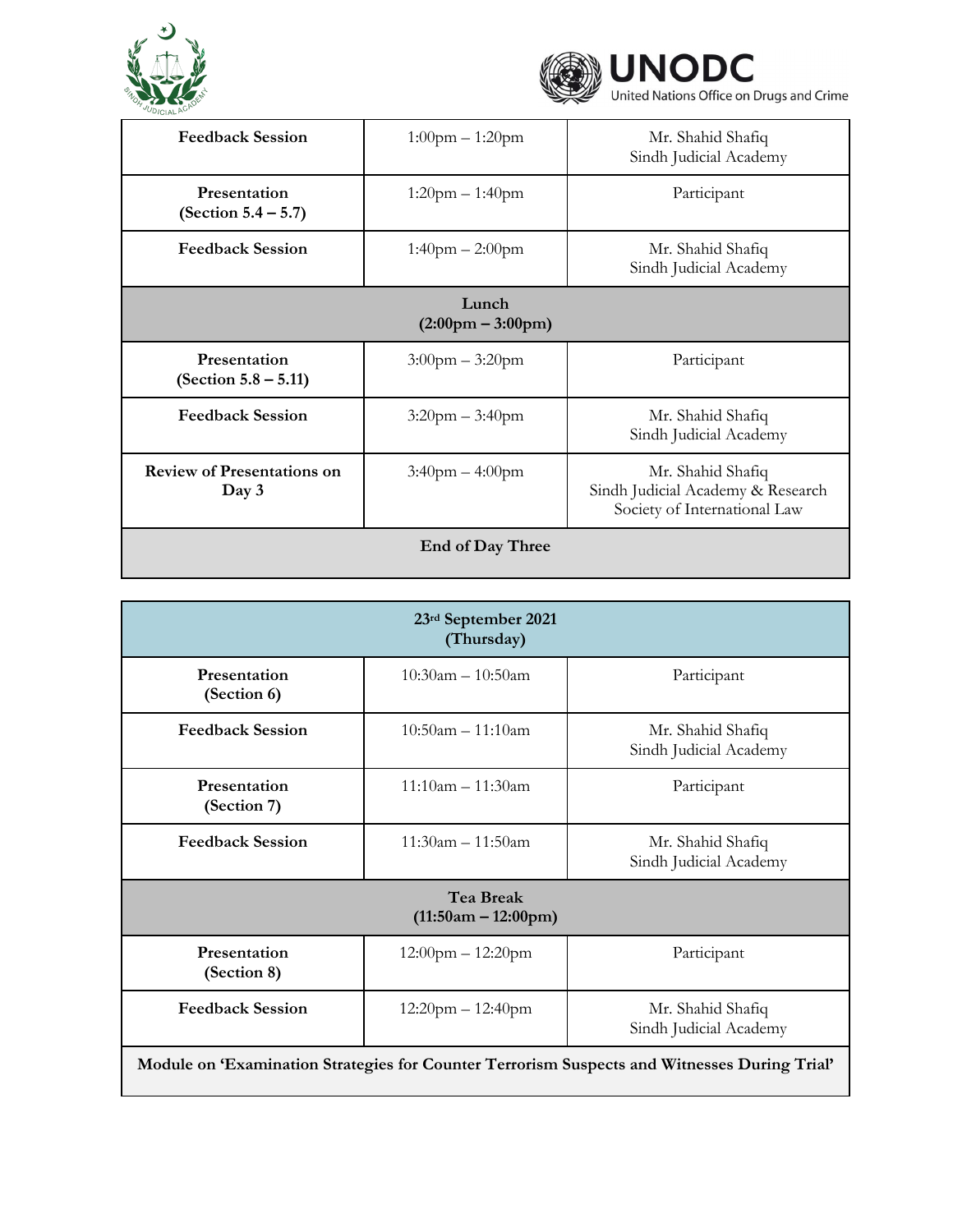| | | |
|---|---|---|
| **Feedback Session** | 1:00pm – 1:20pm | Mr. Shahid Shafiq<br>Sindh Judicial Academy |
| **Presentation (Section 5.4 – 5.7)** | 1:20pm – 1:40pm | Participant |
| **Feedback Session** | 1:40pm – 2:00pm | Mr. Shahid Shafiq<br>Sindh Judicial Academy |
| **Lunch (2:00pm – 3:00pm)** | | |
| **Presentation (Section 5.8 – 5.11)** | 3:00pm – 3:20pm | Participant |
| **Feedback Session** | 3:20pm – 3:40pm | Mr. Shahid Shafiq<br>Sindh Judicial Academy |
| **Review of Presentations on Day 3** | 3:40pm – 4:00pm | Mr. Shahid Shafiq<br>Sindh Judicial Academy & Research Society of International Law |
| **End of Day Three** | | |

| **23rd September 2021 (Thursday)** | | |
|---|---|---|
| **Presentation (Section 6)** | 10:30am – 10:50am | Participant |
| **Feedback Session** | 10:50am – 11:10am | Mr. Shahid Shafiq<br>Sindh Judicial Academy |
| **Presentation (Section 7)** | 11:10am – 11:30am | Participant |
| **Feedback Session** | 11:30am – 11:50am | Mr. Shahid Shafiq<br>Sindh Judicial Academy |
| **Tea Break (11:50am – 12:00pm)** | | |
| **Presentation (Section 8)** | 12:00pm – 12:20pm | Participant |
| **Feedback Session** | 12:20pm – 12:40pm | Mr. Shahid Shafiq<br>Sindh Judicial Academy |
| **Module on 'Examination Strategies for Counter Terrorism Suspects and Witnesses During Trial'** | | |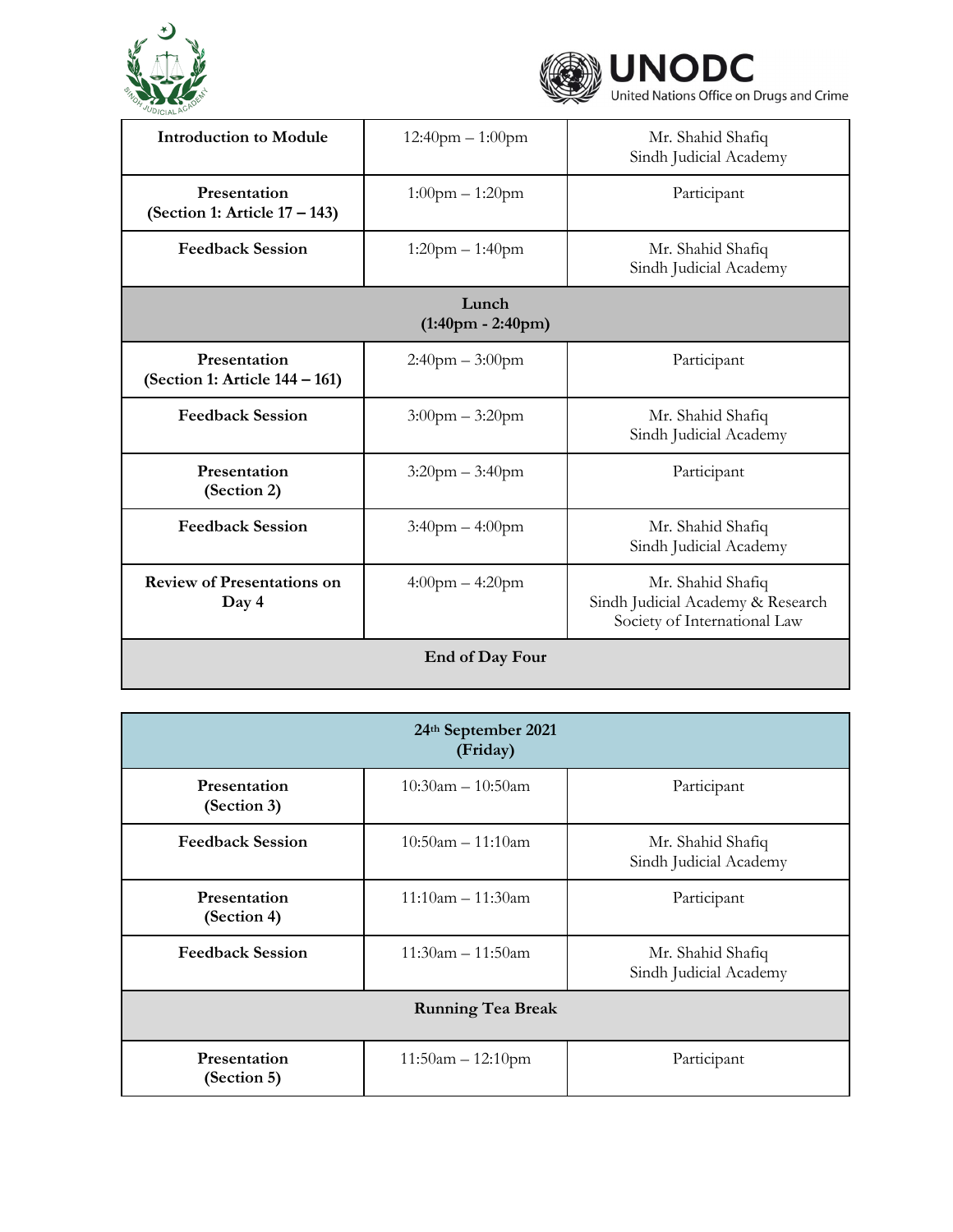| | | |
|---|---|---|
| **Introduction to Module** | 12:40pm – 1:00pm | Mr. Shahid Shafiq<br>Sindh Judicial Academy |
| **Presentation<br>(Section 1: Article 17 – 143)** | 1:00pm – 1:20pm | Participant |
| **Feedback Session** | 1:20pm – 1:40pm | Mr. Shahid Shafiq<br>Sindh Judicial Academy |
| **Lunch<br>(1:40pm - 2:40pm)** | | |
| **Presentation<br>(Section 1: Article 144 – 161)** | 2:40pm – 3:00pm | Participant |
| **Feedback Session** | 3:00pm – 3:20pm | Mr. Shahid Shafiq<br>Sindh Judicial Academy |
| **Presentation<br>(Section 2)** | 3:20pm – 3:40pm | Participant |
| **Feedback Session** | 3:40pm – 4:00pm | Mr. Shahid Shafiq<br>Sindh Judicial Academy |
| **Review of Presentations on Day 4** | 4:00pm – 4:20pm | Mr. Shahid Shafiq<br>Sindh Judicial Academy & Research Society of International Law |
| **End of Day Four** | | |

| **24th September 2021<br>(Friday)** | | |
|---|---|---|
| **Presentation<br>(Section 3)** | 10:30am – 10:50am | Participant |
| **Feedback Session** | 10:50am – 11:10am | Mr. Shahid Shafiq<br>Sindh Judicial Academy |
| **Presentation<br>(Section 4)** | 11:10am – 11:30am | Participant |
| **Feedback Session** | 11:30am – 11:50am | Mr. Shahid Shafiq<br>Sindh Judicial Academy |
| **Running Tea Break** | | |
| **Presentation<br>(Section 5)** | 11:50am – 12:10pm | Participant |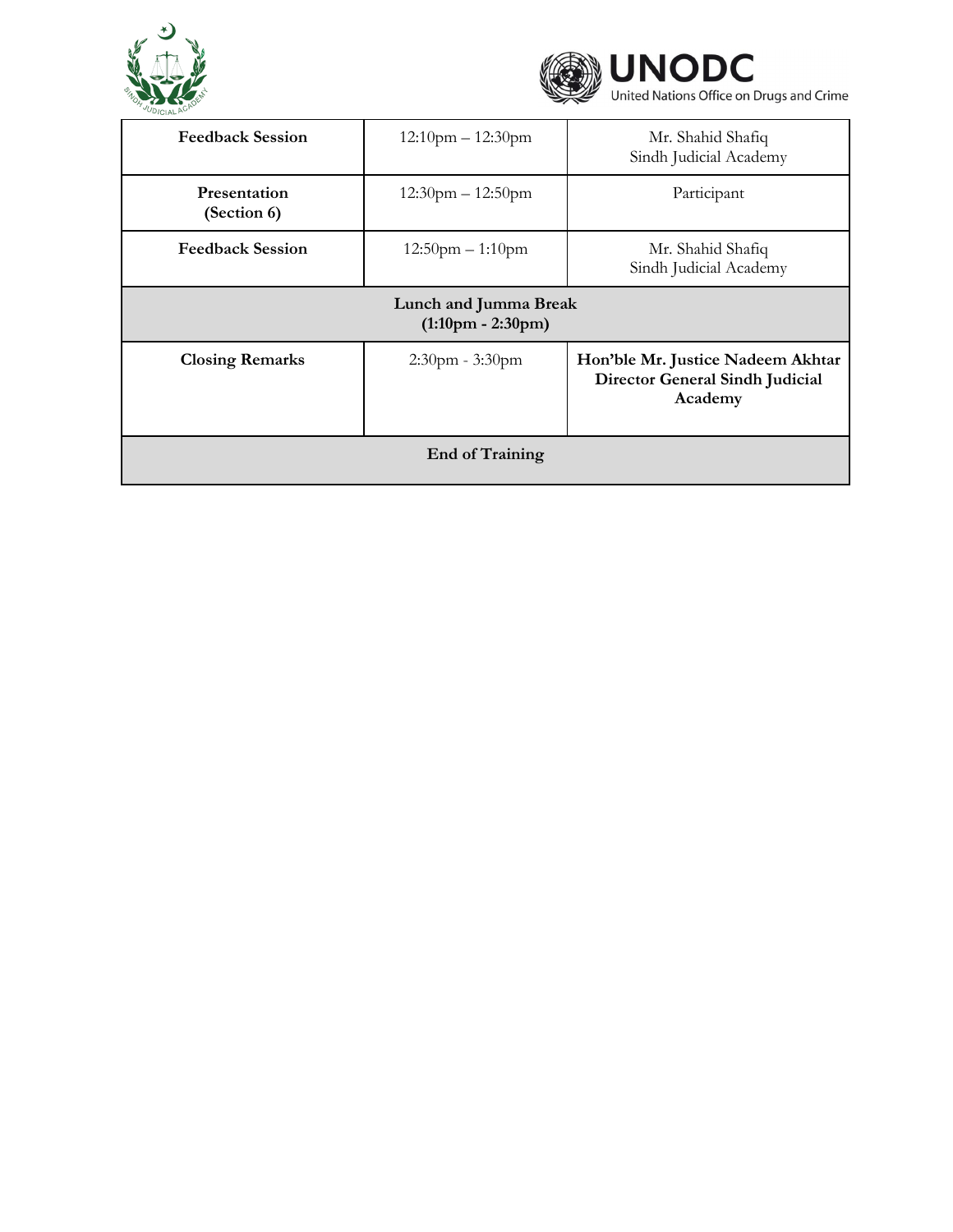| | | |
|---|---|---|
| **Feedback Session** | 12:10pm – 12:30pm | Mr. Shahid Shafiq<br>Sindh Judicial Academy |
| **Presentation (Section 6)** | 12:30pm – 12:50pm | Participant |
| **Feedback Session** | 12:50pm – 1:10pm | Mr. Shahid Shafiq<br>Sindh Judicial Academy |
| **Lunch and Jumma Break (1:10pm - 2:30pm)** | | |
| **Closing Remarks** | 2:30pm - 3:30pm | **Hon'ble Mr. Justice Nadeem Akhtar Director General Sindh Judicial Academy** |
| **End of Training** | | |